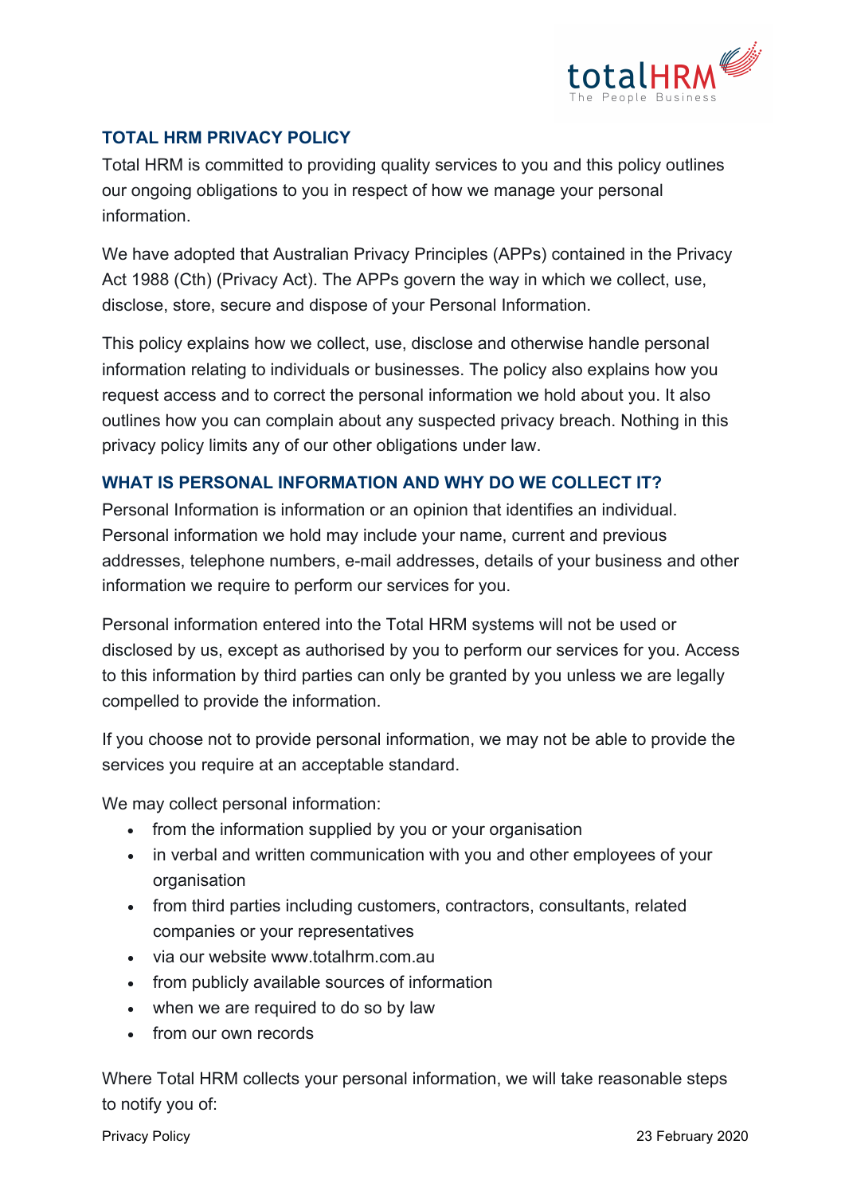## TOTAL HRM PRIVACY POLICY

Total HRM is committed to providing quality services to you and this policy outlines our ongoing obligations to you in respect of how we manage your personal information.

We have adopted that Australian Privacy Principles (APPs) contained in the Privacy Act 1988 (Cth) (Privacy Act). The APPs govern the way in which we collect, use, disclose, store, secure and dispose of your Personal Information.

This policy explains how we collect, use, disclose and otherwise handle personal information relating to individuals or businesses. The policy also explains how you request access and to correct the personal information we hold about you. It also outlines how you can complain about any suspected privacy breach. Nothing in this privacy policy limits any of our other obligations under law.

## WHAT IS PERSONAL INFORMATION AND WHY DO WE COLLECT IT?

Personal Information is information or an opinion that identifies an individual. Personal information we hold may include your name, current and previous addresses, telephone numbers, e-mail addresses, details of your business and other information we require to perform our services for you.

Personal information entered into the Total HRM systems will not be used or disclosed by us, except as authorised by you to perform our services for you. Access to this information by third parties can only be granted by you unless we are legally compelled to provide the information.

If you choose not to provide personal information, we may not be able to provide the services you require at an acceptable standard.

We may collect personal information:

- from the information supplied by you or your organisation
- in verbal and written communication with you and other employees of your organisation
- from third parties including customers, contractors, consultants, related companies or your representatives
- via our website www.totalhrm.com.au
- from publicly available sources of information
- when we are required to do so by law
- from our own records

Where Total HRM collects your personal information, we will take reasonable steps to notify you of: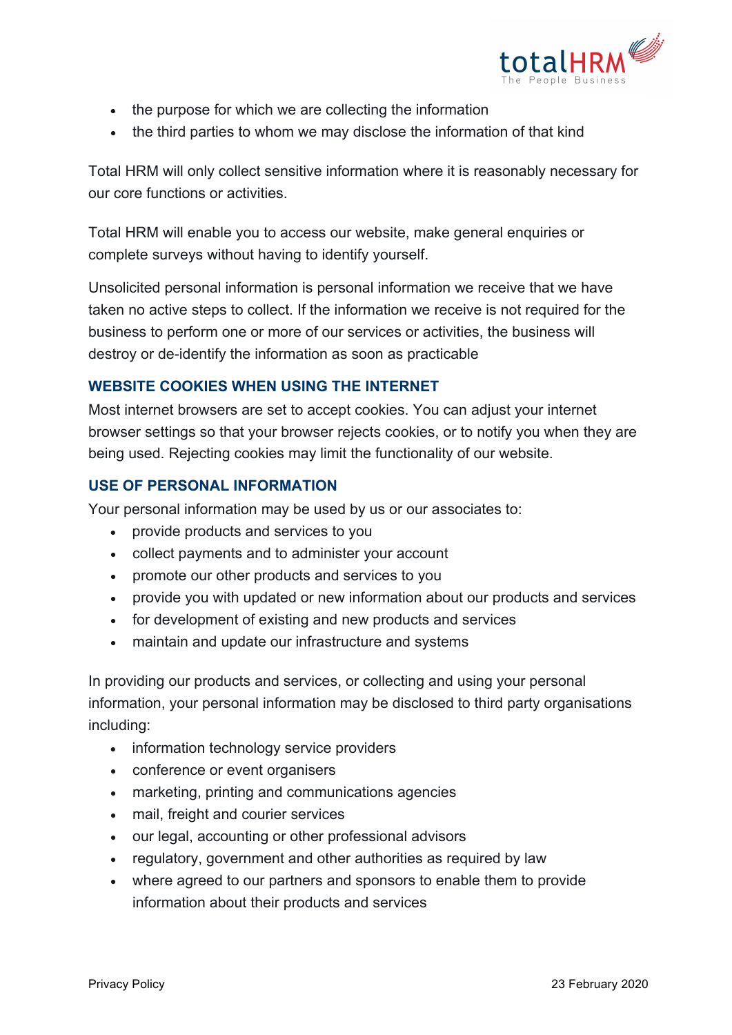- the purpose for which we are collecting the information
- the third parties to whom we may disclose the information of that kind

Total HRM will only collect sensitive information where it is reasonably necessary for our core functions or activities.

Total HRM will enable you to access our website, make general enquiries or complete surveys without having to identify yourself.

Unsolicited personal information is personal information we receive that we have taken no active steps to collect. If the information we receive is not required for the business to perform one or more of our services or activities, the business will destroy or de-identify the information as soon as practicable

## WEBSITE COOKIES WHEN USING THE INTERNET

Most internet browsers are set to accept cookies. You can adjust your internet browser settings so that your browser rejects cookies, or to notify you when they are being used. Rejecting cookies may limit the functionality of our website.

## USE OF PERSONAL INFORMATION

Your personal information may be used by us or our associates to:

- provide products and services to you
- collect payments and to administer your account
- promote our other products and services to you
- provide you with updated or new information about our products and services
- for development of existing and new products and services
- maintain and update our infrastructure and systems

In providing our products and services, or collecting and using your personal information, your personal information may be disclosed to third party organisations including:

- information technology service providers
- conference or event organisers
- marketing, printing and communications agencies
- mail, freight and courier services
- our legal, accounting or other professional advisors
- regulatory, government and other authorities as required by law
- where agreed to our partners and sponsors to enable them to provide information about their products and services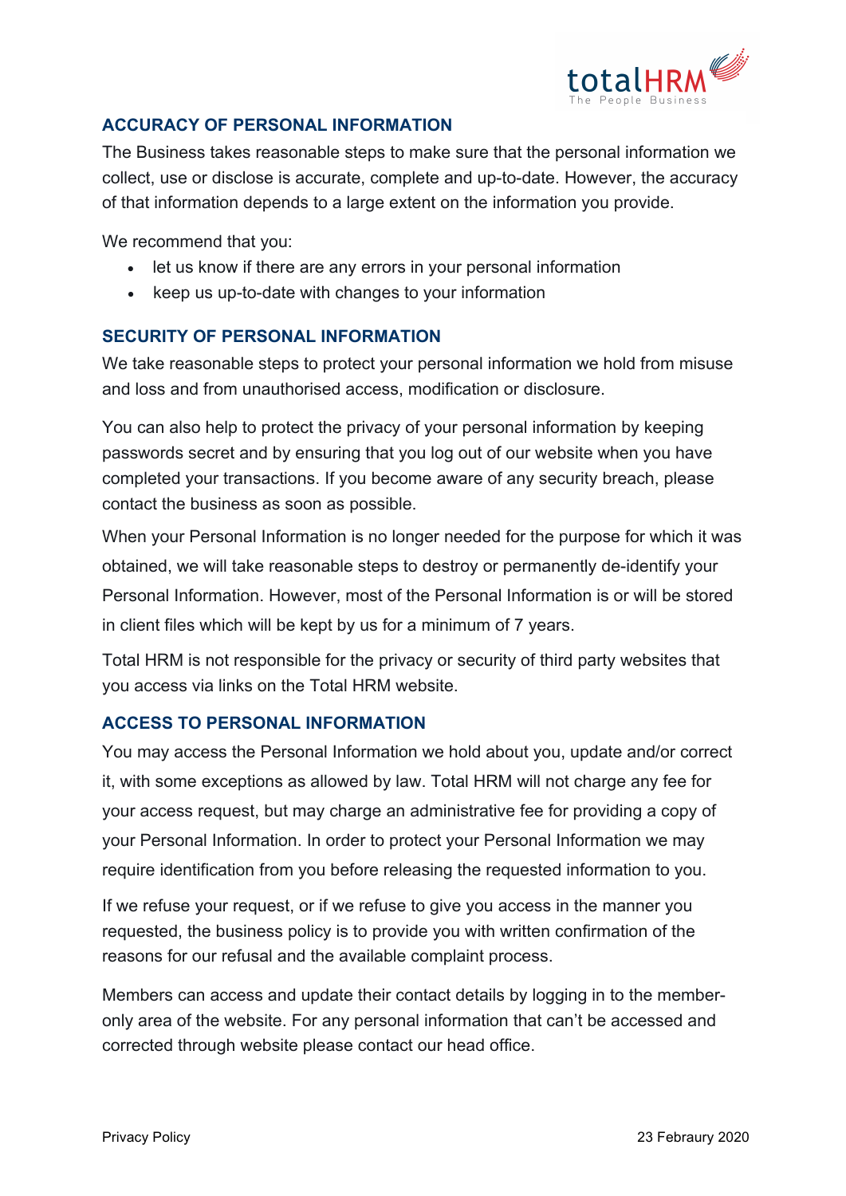## ACCURACY OF PERSONAL INFORMATION

The Business takes reasonable steps to make sure that the personal information we collect, use or disclose is accurate, complete and up-to-date. However, the accuracy of that information depends to a large extent on the information you provide.

We recommend that you:

- let us know if there are any errors in your personal information
- keep us up-to-date with changes to your information

## SECURITY OF PERSONAL INFORMATION

We take reasonable steps to protect your personal information we hold from misuse and loss and from unauthorised access, modification or disclosure.

You can also help to protect the privacy of your personal information by keeping passwords secret and by ensuring that you log out of our website when you have completed your transactions. If you become aware of any security breach, please contact the business as soon as possible.

When your Personal Information is no longer needed for the purpose for which it was obtained, we will take reasonable steps to destroy or permanently de-identify your Personal Information. However, most of the Personal Information is or will be stored in client files which will be kept by us for a minimum of 7 years.

Total HRM is not responsible for the privacy or security of third party websites that you access via links on the Total HRM website.

## ACCESS TO PERSONAL INFORMATION

You may access the Personal Information we hold about you, update and/or correct it, with some exceptions as allowed by law. Total HRM will not charge any fee for your access request, but may charge an administrative fee for providing a copy of your Personal Information. In order to protect your Personal Information we may require identification from you before releasing the requested information to you.

If we refuse your request, or if we refuse to give you access in the manner you requested, the business policy is to provide you with written confirmation of the reasons for our refusal and the available complaint process.

Members can access and update their contact details by logging in to the member-only area of the website. For any personal information that can't be accessed and corrected through website please contact our head office.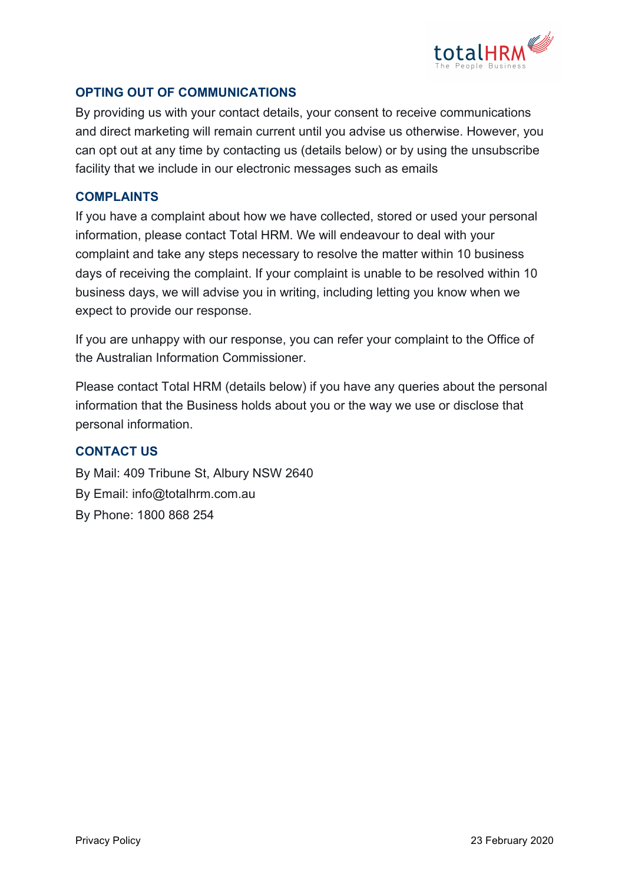## OPTING OUT OF COMMUNICATIONS

By providing us with your contact details, your consent to receive communications and direct marketing will remain current until you advise us otherwise. However, you can opt out at any time by contacting us (details below) or by using the unsubscribe facility that we include in our electronic messages such as emails

## COMPLAINTS

If you have a complaint about how we have collected, stored or used your personal information, please contact Total HRM. We will endeavour to deal with your complaint and take any steps necessary to resolve the matter within 10 business days of receiving the complaint. If your complaint is unable to be resolved within 10 business days, we will advise you in writing, including letting you know when we expect to provide our response.

If you are unhappy with our response, you can refer your complaint to the Office of the Australian Information Commissioner.

Please contact Total HRM (details below) if you have any queries about the personal information that the Business holds about you or the way we use or disclose that personal information.

## CONTACT US

By Mail: 409 Tribune St, Albury NSW 2640
By Email: info@totalhrm.com.au
By Phone: 1800 868 254